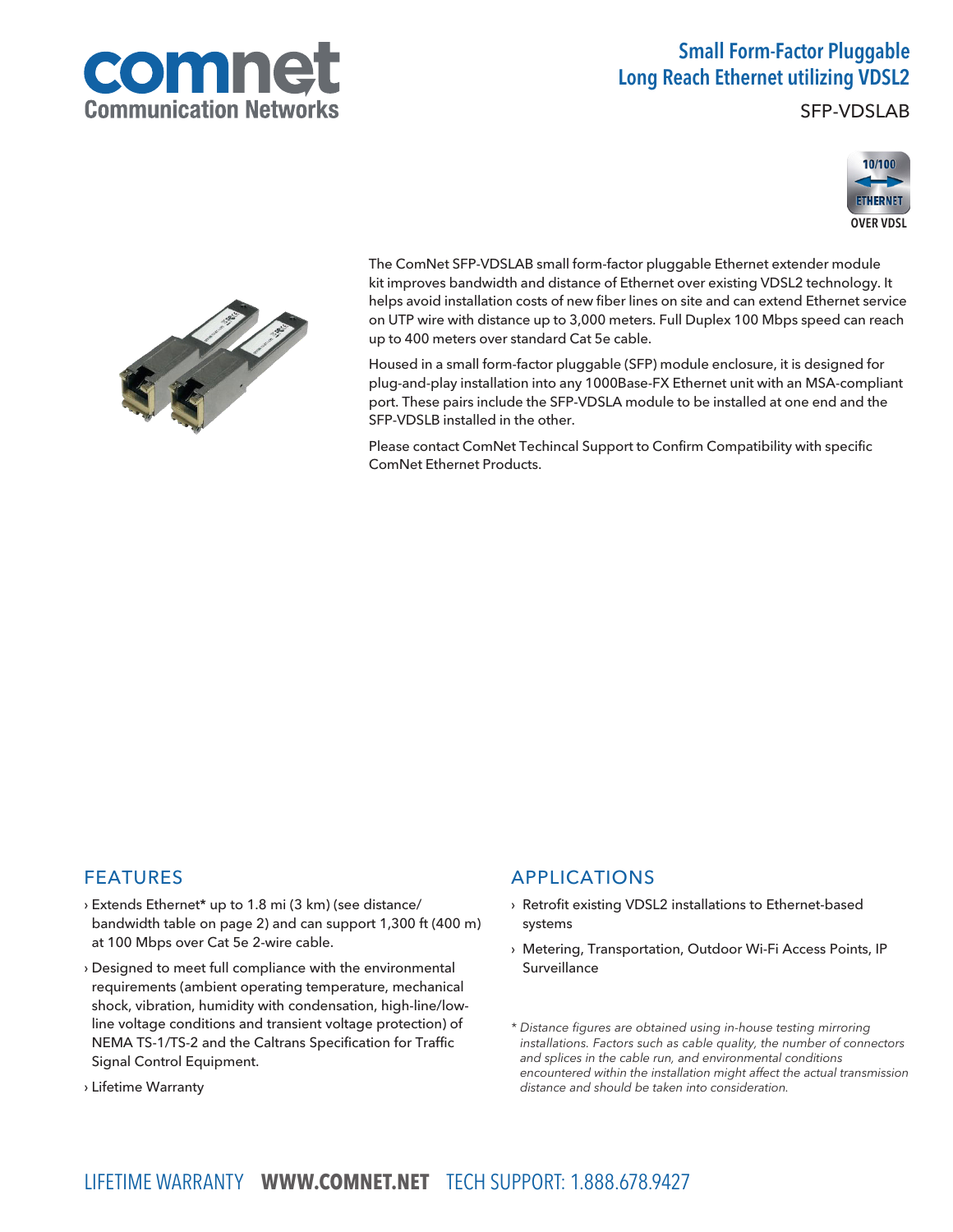comnet
Communication Networks

# Small Form-Factor Pluggable Long Reach Ethernet utilizing VDSL2

SFP-VDSLAB

10/100 ETHERNET OVER VDSL

The ComNet SFP-VDSLAB small form-factor pluggable Ethernet extender module kit improves bandwidth and distance of Ethernet over existing VDSL2 technology. It helps avoid installation costs of new fiber lines on site and can extend Ethernet service on UTP wire with distance up to 3,000 meters. Full Duplex 100 Mbps speed can reach up to 400 meters over standard Cat 5e cable.

Housed in a small form-factor pluggable (SFP) module enclosure, it is designed for plug-and-play installation into any 1000Base-FX Ethernet unit with an MSA-compliant port. These pairs include the SFP-VDSLA module to be installed at one end and the SFP-VDSLB installed in the other.

Please contact ComNet Techincal Support to Confirm Compatibility with specific ComNet Ethernet Products.

## FEATURES

- Extends Ethernet* up to 1.8 mi (3 km) (see distance/bandwidth table on page 2) and can support 1,300 ft (400 m) at 100 Mbps over Cat 5e 2-wire cable.
- Designed to meet full compliance with the environmental requirements (ambient operating temperature, mechanical shock, vibration, humidity with condensation, high-line/low-line voltage conditions and transient voltage protection) of NEMA TS-1/TS-2 and the Caltrans Specification for Traffic Signal Control Equipment.
- Lifetime Warranty

## APPLICATIONS

- Retrofit existing VDSL2 installations to Ethernet-based systems
- Metering, Transportation, Outdoor Wi-Fi Access Points, IP Surveillance

*\* Distance figures are obtained using in-house testing mirroring installations. Factors such as cable quality, the number of connectors and splices in the cable run, and environmental conditions encountered within the installation might affect the actual transmission distance and should be taken into consideration.*

LIFETIME WARRANTY **WWW.COMNET.NET** TECH SUPPORT: 1.888.678.9427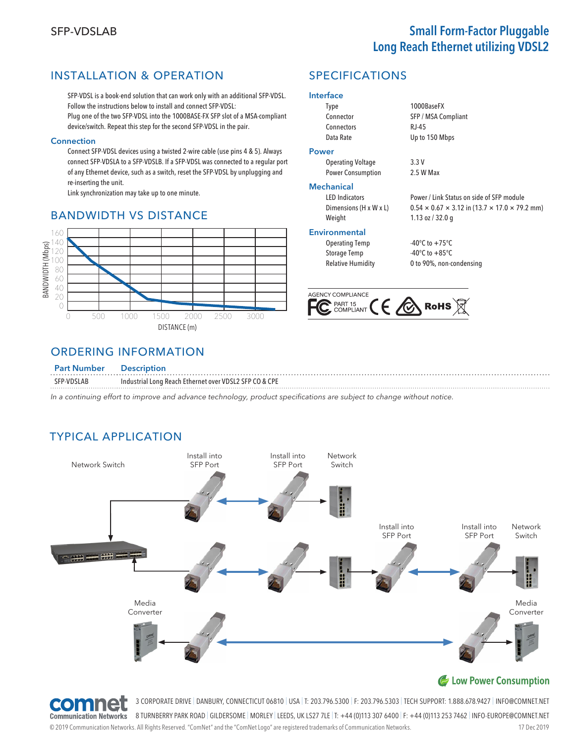SFP-VDSLAB

# Small Form-Factor Pluggable Long Reach Ethernet utilizing VDSL2

## INSTALLATION & OPERATION

SFP-VDSL is a book-end solution that can work only with an additional SFP-VDSL. Follow the instructions below to install and connect SFP-VDSL:
Plug one of the two SFP-VDSL into the 1000BASE-FX SFP slot of a MSA-compliant device/switch. Repeat this step for the second SFP-VDSL in the pair.

### Connection

Connect SFP-VDSL devices using a twisted 2-wire cable (use pins 4 & 5). Always connect SFP-VDSLA to a SFP-VDSLB. If a SFP-VDSL was connected to a regular port of any Ethernet device, such as a switch, reset the SFP-VDSL by unplugging and re-inserting the unit.
Link synchronization may take up to one minute.

## BANDWIDTH VS DISTANCE

BANDWIDTH (Mbps)
160
140
120
100
80
60
40
20
0
0 500 1000 1500 2000 2500 3000
DISTANCE (m)

## SPECIFICATIONS

### Interface

| | |
|---|---|
| Type | 1000BaseFX |
| Connector | SFP / MSA Compliant |
| Connectors | RJ-45 |
| Data Rate | Up to 150 Mbps |

### Power

| | |
|---|---|
| Operating Voltage | 3.3 V |
| Power Consumption | 2.5 W Max |

### Mechanical

| | |
|---|---|
| LED Indicators | Power / Link Status on side of SFP module |
| Dimensions (H x W x L) | 0.54 × 0.67 × 3.12 in (13.7 × 17.0 × 79.2 mm) |
| Weight | 1.13 oz / 32.0 g |

### Environmental

| | |
|---|---|
| Operating Temp | -40°C to +75°C |
| Storage Temp | -40°C to +85°C |
| Relative Humidity | 0 to 90%, non-condensing |

AGENCY COMPLIANCE
FC PART 15 COMPLIANT CE RoHS

## ORDERING INFORMATION

| Part Number | Description |
|---|---|
| SFP-VDSLAB | Industrial Long Reach Ethernet over VDSL2 SFP CO & CPE |

*In a continuing effort to improve and advance technology, product specifications are subject to change without notice.*

## TYPICAL APPLICATION

Network Switch
Install into SFP Port
Install into SFP Port
Network Switch
Install into SFP Port
Install into SFP Port
Network Switch
Media Converter
Media Converter

Low Power Consumption

comnet Communication Networks

3 CORPORATE DRIVE | DANBURY, CONNECTICUT 06810 | USA | T: 203.796.5300 | F: 203.796.5303 | TECH SUPPORT: 1.888.678.9427 | INFO@COMNET.NET
8 TURNBERRY PARK ROAD | GILDERSOME | MORLEY | LEEDS, UK LS27 7LE | T: +44 (0)113 307 6400 | F: +44 (0)113 253 7462 | INFO-EUROPE@COMNET.NET

© 2019 Communication Networks. All Rights Reserved. "ComNet" and the "ComNet Logo" are registered trademarks of Communication Networks. 17 Dec 2019